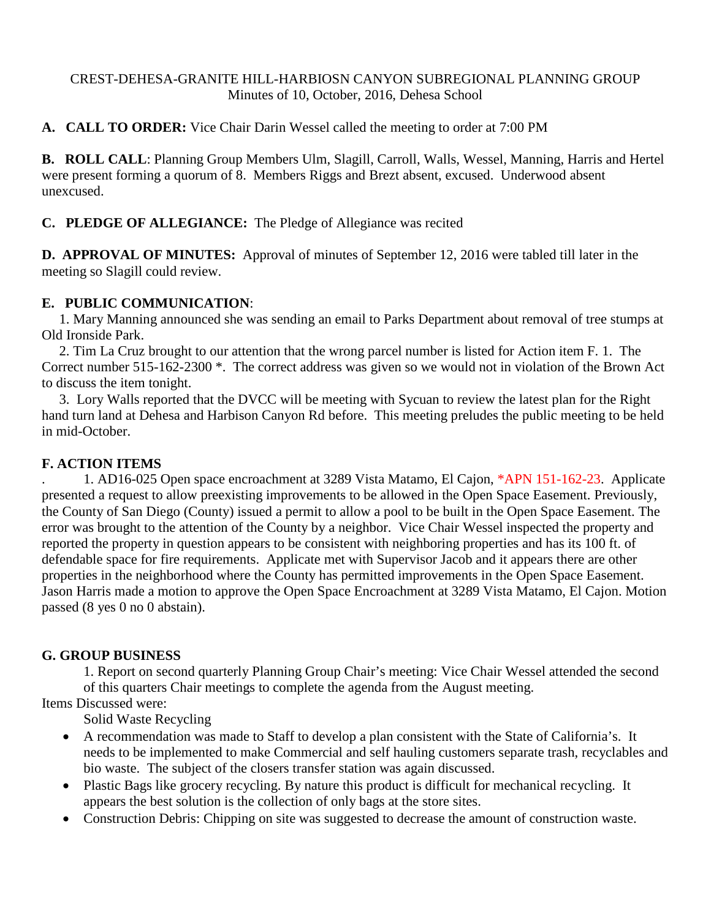CREST-DEHESA-GRANITE HILL-HARBIOSN CANYON SUBREGIONAL PLANNING GROUP
Minutes of 10, October, 2016, Dehesa School

**A. CALL TO ORDER:** Vice Chair Darin Wessel called the meeting to order at 7:00 PM

**B. ROLL CALL**: Planning Group Members Ulm, Slagill, Carroll, Walls, Wessel, Manning, Harris and Hertel were present forming a quorum of 8. Members Riggs and Brezt absent, excused. Underwood absent unexcused.

**C. PLEDGE OF ALLEGIANCE:** The Pledge of Allegiance was recited

**D. APPROVAL OF MINUTES:** Approval of minutes of September 12, 2016 were tabled till later in the meeting so Slagill could review.

**E. PUBLIC COMMUNICATION**:

1. Mary Manning announced she was sending an email to Parks Department about removal of tree stumps at Old Ironside Park.
2. Tim La Cruz brought to our attention that the wrong parcel number is listed for Action item F. 1. The Correct number 515-162-2300 *. The correct address was given so we would not in violation of the Brown Act to discuss the item tonight.
3. Lory Walls reported that the DVCC will be meeting with Sycuan to review the latest plan for the Right hand turn land at Dehesa and Harbison Canyon Rd before. This meeting preludes the public meeting to be held in mid-October.

**F. ACTION ITEMS**

. 1. AD16-025 Open space encroachment at 3289 Vista Matamo, El Cajon, *APN 151-162-23. Applicate presented a request to allow preexisting improvements to be allowed in the Open Space Easement. Previously, the County of San Diego (County) issued a permit to allow a pool to be built in the Open Space Easement. The error was brought to the attention of the County by a neighbor. Vice Chair Wessel inspected the property and reported the property in question appears to be consistent with neighboring properties and has its 100 ft. of defendable space for fire requirements. Applicate met with Supervisor Jacob and it appears there are other properties in the neighborhood where the County has permitted improvements in the Open Space Easement. Jason Harris made a motion to approve the Open Space Encroachment at 3289 Vista Matamo, El Cajon. Motion passed (8 yes 0 no 0 abstain).

**G. GROUP BUSINESS**

1. Report on second quarterly Planning Group Chair's meeting: Vice Chair Wessel attended the second of this quarters Chair meetings to complete the agenda from the August meeting.

Items Discussed were:

Solid Waste Recycling

- A recommendation was made to Staff to develop a plan consistent with the State of California's. It needs to be implemented to make Commercial and self hauling customers separate trash, recyclables and bio waste. The subject of the closers transfer station was again discussed.
- Plastic Bags like grocery recycling. By nature this product is difficult for mechanical recycling. It appears the best solution is the collection of only bags at the store sites.
- Construction Debris: Chipping on site was suggested to decrease the amount of construction waste.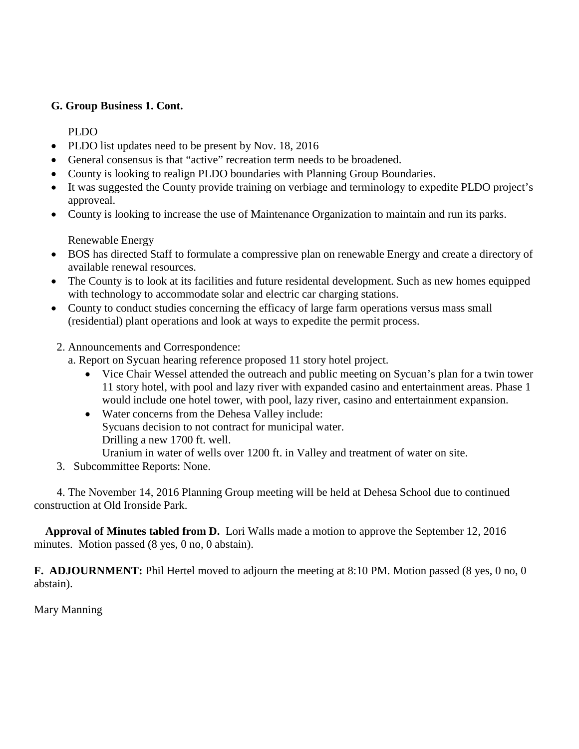**G. Group Business 1. Cont.**

PLDO

- PLDO list updates need to be present by Nov. 18, 2016
- General consensus is that "active" recreation term needs to be broadened.
- County is looking to realign PLDO boundaries with Planning Group Boundaries.
- It was suggested the County provide training on verbiage and terminology to expedite PLDO project's approveal.
- County is looking to increase the use of Maintenance Organization to maintain and run its parks.

Renewable Energy

- BOS has directed Staff to formulate a compressive plan on renewable Energy and create a directory of available renewal resources.
- The County is to look at its facilities and future residental development. Such as new homes equipped with technology to accommodate solar and electric car charging stations.
- County to conduct studies concerning the efficacy of large farm operations versus mass small (residential) plant operations and look at ways to expedite the permit process.

2. Announcements and Correspondence:
   a. Report on Sycuan hearing reference proposed 11 story hotel project.
      - Vice Chair Wessel attended the outreach and public meeting on Sycuan's plan for a twin tower 11 story hotel, with pool and lazy river with expanded casino and entertainment areas. Phase 1 would include one hotel tower, with pool, lazy river, casino and entertainment expansion.
      - Water concerns from the Dehesa Valley include:
        Sycuans decision to not contract for municipal water.
        Drilling a new 1700 ft. well.
        Uranium in water of wells over 1200 ft. in Valley and treatment of water on site.
3. Subcommittee Reports: None.

4. The November 14, 2016 Planning Group meeting will be held at Dehesa School due to continued construction at Old Ironside Park.

**Approval of Minutes tabled from D.** Lori Walls made a motion to approve the September 12, 2016 minutes. Motion passed (8 yes, 0 no, 0 abstain).

**F. ADJOURNMENT:** Phil Hertel moved to adjourn the meeting at 8:10 PM. Motion passed (8 yes, 0 no, 0 abstain).

Mary Manning